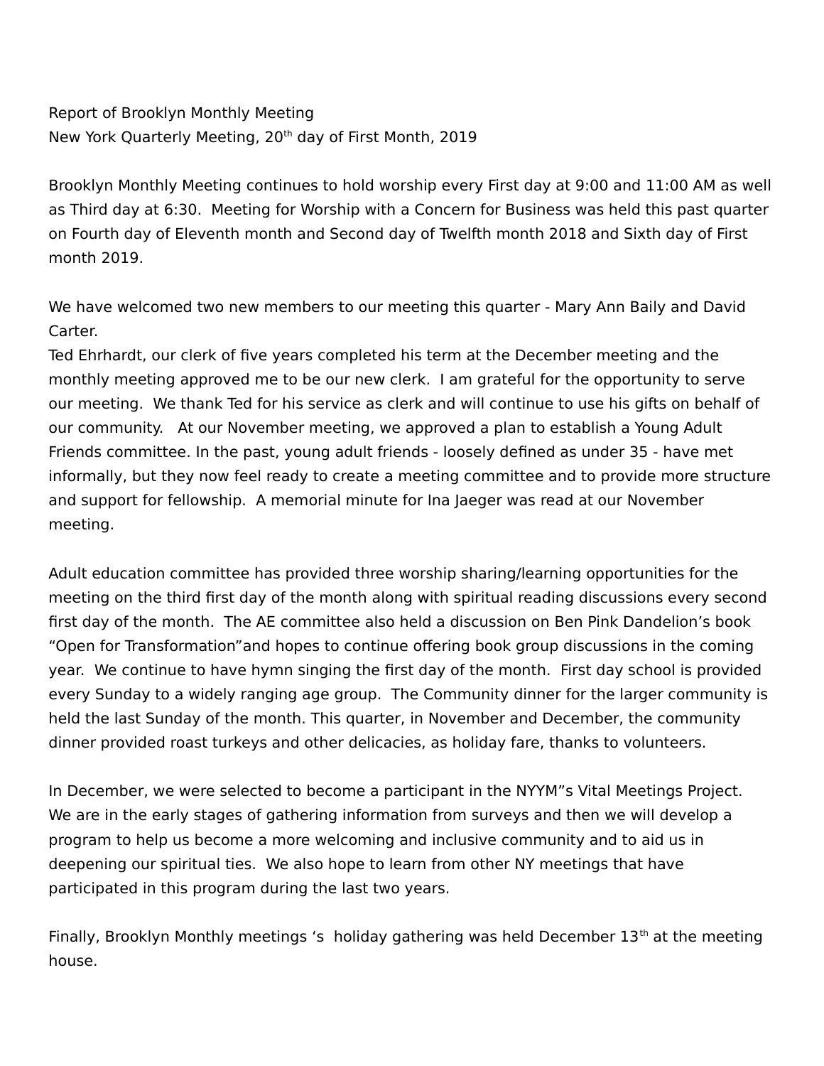Report of Brooklyn Monthly Meeting
New York Quarterly Meeting, 20th day of First Month, 2019

Brooklyn Monthly Meeting continues to hold worship every First day at 9:00 and 11:00 AM as well as Third day at 6:30. Meeting for Worship with a Concern for Business was held this past quarter on Fourth day of Eleventh month and Second day of Twelfth month 2018 and Sixth day of First month 2019.

We have welcomed two new members to our meeting this quarter - Mary Ann Baily and David Carter.
Ted Ehrhardt, our clerk of five years completed his term at the December meeting and the monthly meeting approved me to be our new clerk. I am grateful for the opportunity to serve our meeting. We thank Ted for his service as clerk and will continue to use his gifts on behalf of our community. At our November meeting, we approved a plan to establish a Young Adult Friends committee. In the past, young adult friends - loosely defined as under 35 - have met informally, but they now feel ready to create a meeting committee and to provide more structure and support for fellowship. A memorial minute for Ina Jaeger was read at our November meeting.

Adult education committee has provided three worship sharing/learning opportunities for the meeting on the third first day of the month along with spiritual reading discussions every second first day of the month. The AE committee also held a discussion on Ben Pink Dandelion's book "Open for Transformation"and hopes to continue offering book group discussions in the coming year. We continue to have hymn singing the first day of the month. First day school is provided every Sunday to a widely ranging age group. The Community dinner for the larger community is held the last Sunday of the month. This quarter, in November and December, the community dinner provided roast turkeys and other delicacies, as holiday fare, thanks to volunteers.

In December, we were selected to become a participant in the NYYM"s Vital Meetings Project. We are in the early stages of gathering information from surveys and then we will develop a program to help us become a more welcoming and inclusive community and to aid us in deepening our spiritual ties. We also hope to learn from other NY meetings that have participated in this program during the last two years.

Finally, Brooklyn Monthly meetings 's holiday gathering was held December 13th at the meeting house.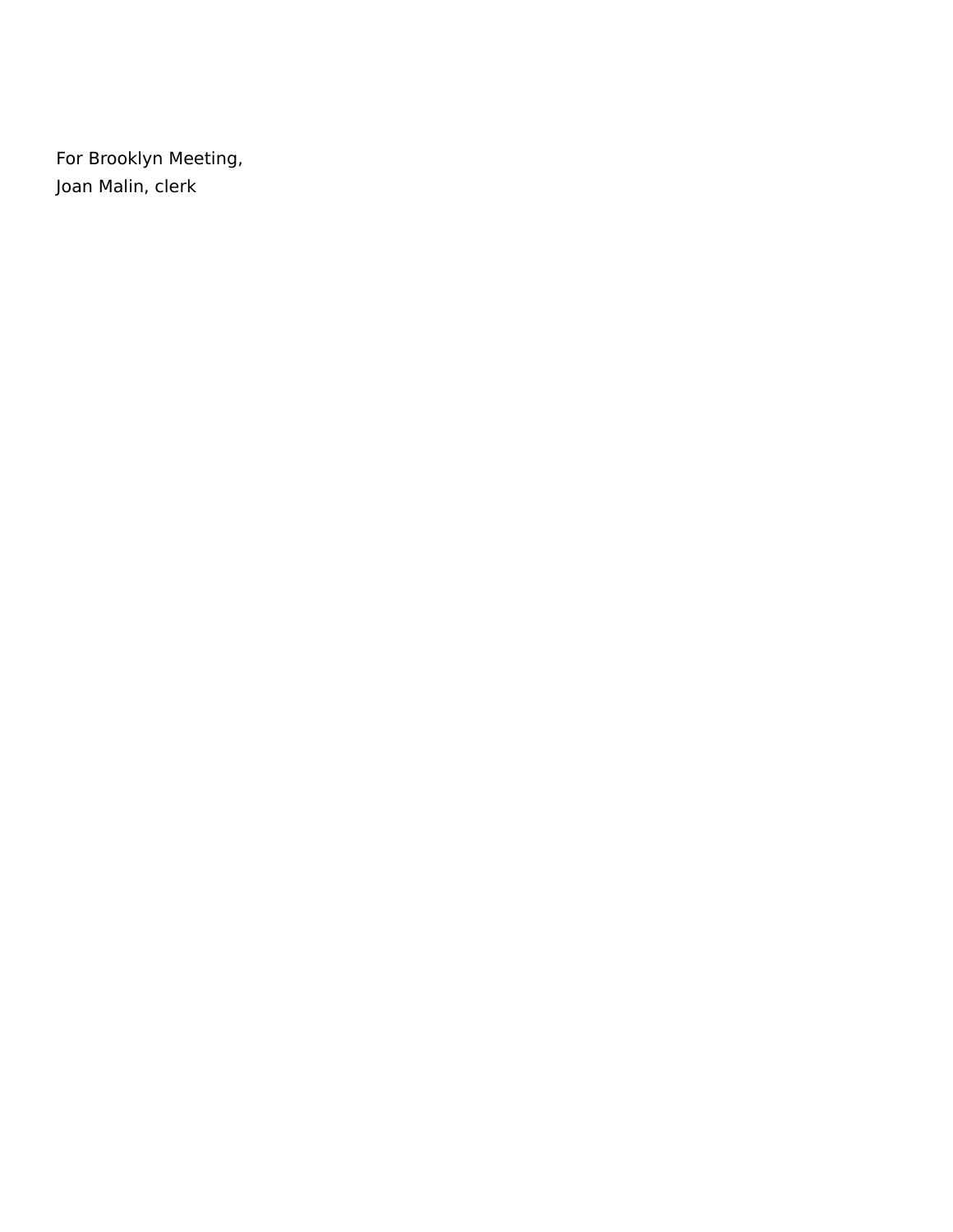For Brooklyn Meeting,
Joan Malin, clerk